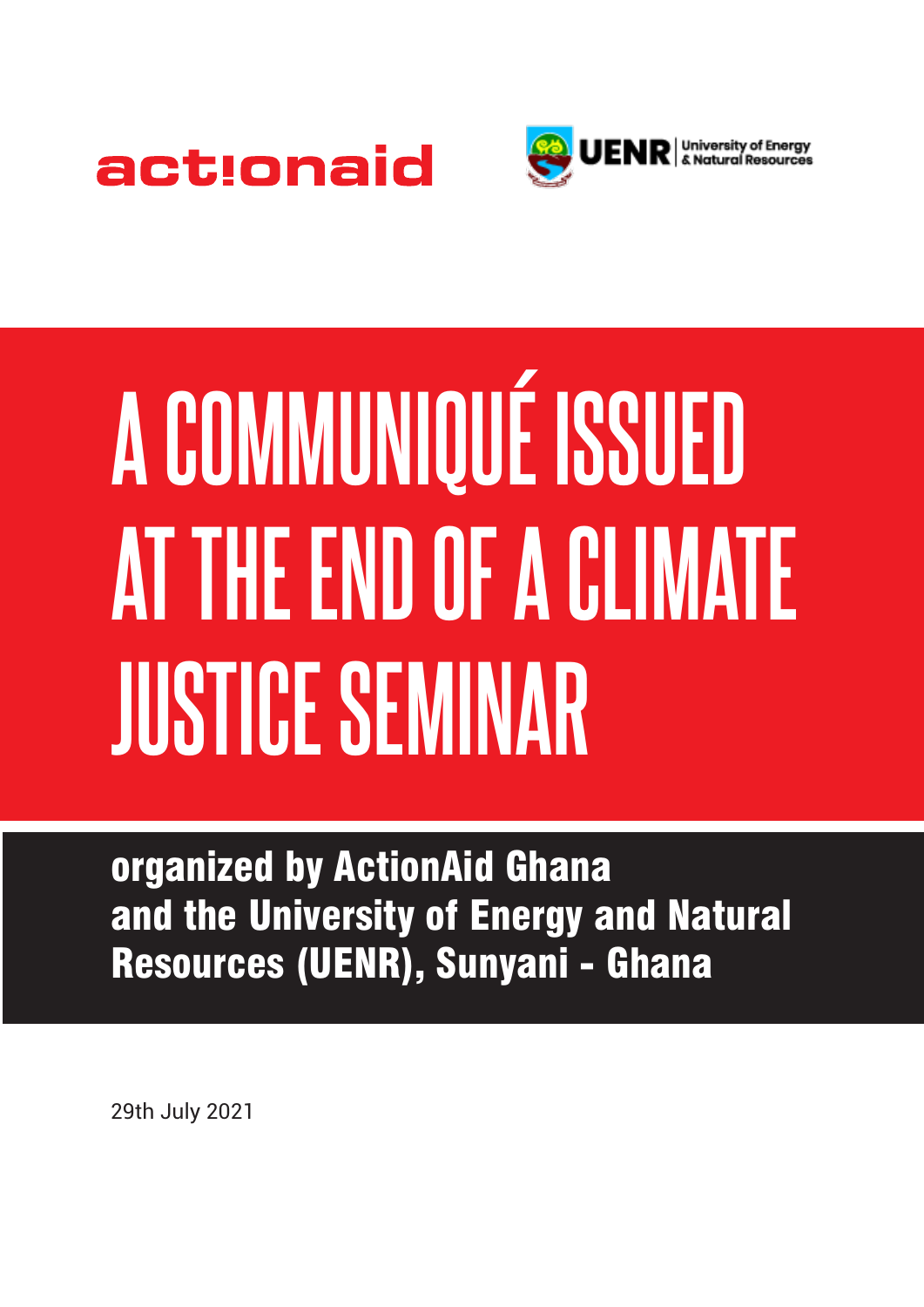actionaid

UENR | University of Energy & Natural Resources

# A COMMUNIQUÉ ISSUED AT THE END OF A CLIMATE JUSTICE SEMINAR

**organized by ActionAid Ghana and the University of Energy and Natural Resources (UENR), Sunyani - Ghana**

29th July 2021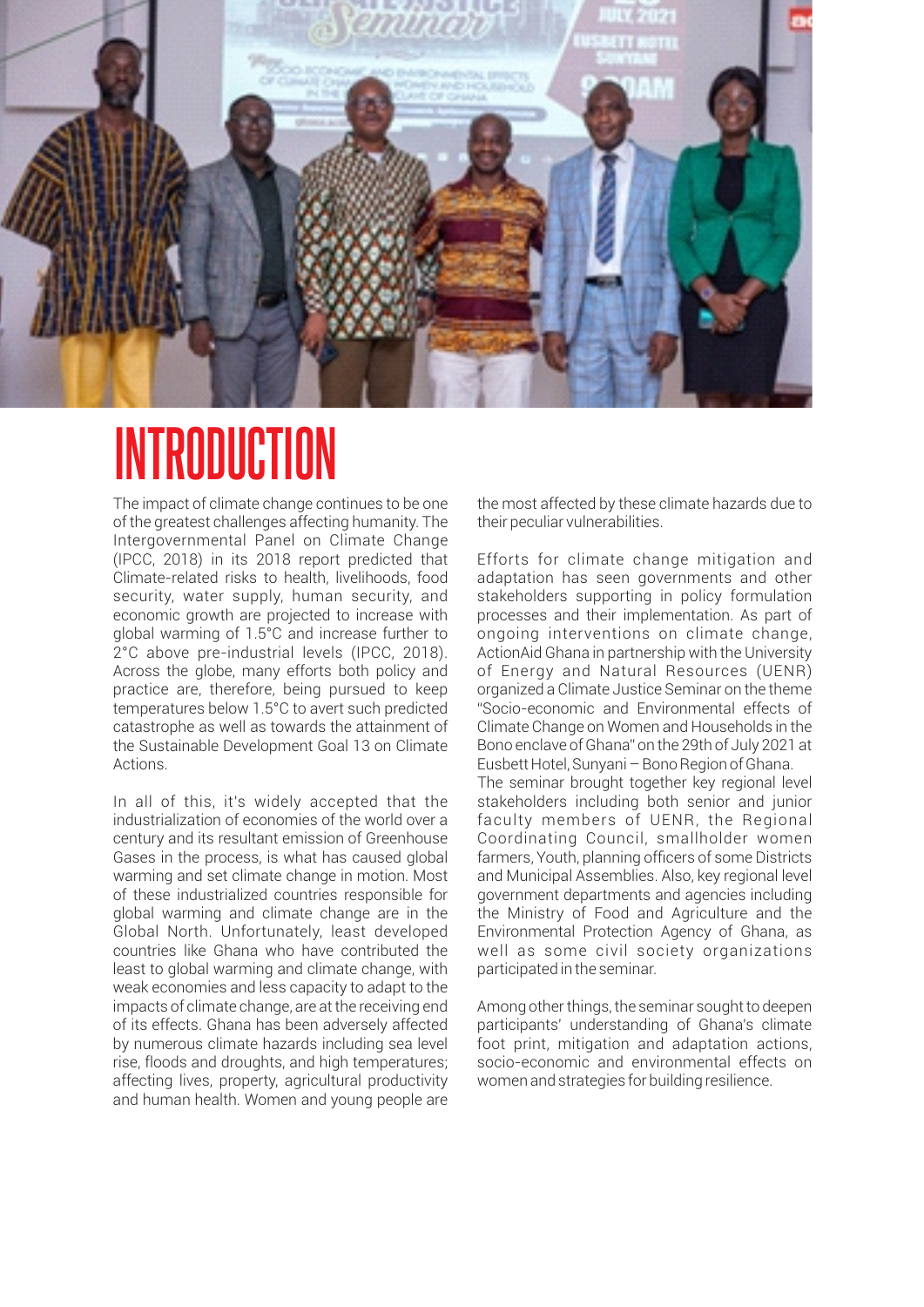# INTRODUCTION

The impact of climate change continues to be one of the greatest challenges affecting humanity. The Intergovernmental Panel on Climate Change (IPCC, 2018) in its 2018 report predicted that Climate-related risks to health, livelihoods, food security, water supply, human security, and economic growth are projected to increase with global warming of 1.5°C and increase further to 2°C above pre-industrial levels (IPCC, 2018). Across the globe, many efforts both policy and practice are, therefore, being pursued to keep temperatures below 1.5°C to avert such predicted catastrophe as well as towards the attainment of the Sustainable Development Goal 13 on Climate Actions.

In all of this, it's widely accepted that the industrialization of economies of the world over a century and its resultant emission of Greenhouse Gases in the process, is what has caused global warming and set climate change in motion. Most of these industrialized countries responsible for global warming and climate change are in the Global North. Unfortunately, least developed countries like Ghana who have contributed the least to global warming and climate change, with weak economies and less capacity to adapt to the impacts of climate change, are at the receiving end of its effects. Ghana has been adversely affected by numerous climate hazards including sea level rise, floods and droughts, and high temperatures; affecting lives, property, agricultural productivity and human health. Women and young people are the most affected by these climate hazards due to their peculiar vulnerabilities.

Efforts for climate change mitigation and adaptation has seen governments and other stakeholders supporting in policy formulation processes and their implementation. As part of ongoing interventions on climate change, ActionAid Ghana in partnership with the University of Energy and Natural Resources (UENR) organized a Climate Justice Seminar on the theme "Socio-economic and Environmental effects of Climate Change on Women and Households in the Bono enclave of Ghana" on the 29th of July 2021 at Eusbett Hotel, Sunyani – Bono Region of Ghana.
The seminar brought together key regional level stakeholders including both senior and junior faculty members of UENR, the Regional Coordinating Council, smallholder women farmers, Youth, planning officers of some Districts and Municipal Assemblies. Also, key regional level government departments and agencies including the Ministry of Food and Agriculture and the Environmental Protection Agency of Ghana, as well as some civil society organizations participated in the seminar.

Among other things, the seminar sought to deepen participants' understanding of Ghana's climate foot print, mitigation and adaptation actions, socio-economic and environmental effects on women and strategies for building resilience.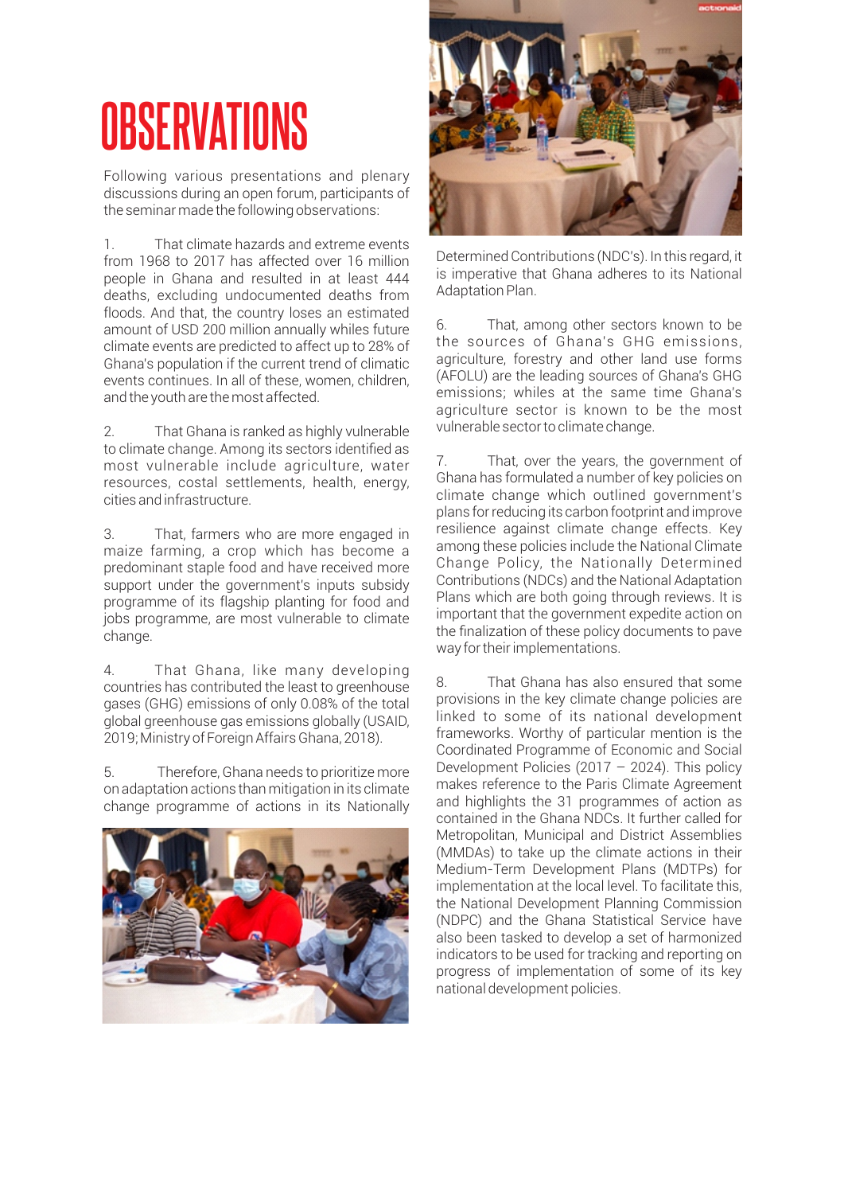# OBSERVATIONS

Following various presentations and plenary discussions during an open forum, participants of the seminar made the following observations:

1. That climate hazards and extreme events from 1968 to 2017 has affected over 16 million people in Ghana and resulted in at least 444 deaths, excluding undocumented deaths from floods. And that, the country loses an estimated amount of USD 200 million annually whiles future climate events are predicted to affect up to 28% of Ghana's population if the current trend of climatic events continues. In all of these, women, children, and the youth are the most affected.

2. That Ghana is ranked as highly vulnerable to climate change. Among its sectors identified as most vulnerable include agriculture, water resources, costal settlements, health, energy, cities and infrastructure.

3. That, farmers who are more engaged in maize farming, a crop which has become a predominant staple food and have received more support under the government's inputs subsidy programme of its flagship planting for food and jobs programme, are most vulnerable to climate change.

4. That Ghana, like many developing countries has contributed the least to greenhouse gases (GHG) emissions of only 0.08% of the total global greenhouse gas emissions globally (USAID, 2019; Ministry of Foreign Affairs Ghana, 2018).

5. Therefore, Ghana needs to prioritize more on adaptation actions than mitigation in its climate change programme of actions in its Nationally Determined Contributions (NDC's). In this regard, it is imperative that Ghana adheres to its National Adaptation Plan.

6. That, among other sectors known to be the sources of Ghana's GHG emissions, agriculture, forestry and other land use forms (AFOLU) are the leading sources of Ghana's GHG emissions; whiles at the same time Ghana's agriculture sector is known to be the most vulnerable sector to climate change.

7. That, over the years, the government of Ghana has formulated a number of key policies on climate change which outlined government's plans for reducing its carbon footprint and improve resilience against climate change effects. Key among these policies include the National Climate Change Policy, the Nationally Determined Contributions (NDCs) and the National Adaptation Plans which are both going through reviews. It is important that the government expedite action on the finalization of these policy documents to pave way for their implementations.

8. That Ghana has also ensured that some provisions in the key climate change policies are linked to some of its national development frameworks. Worthy of particular mention is the Coordinated Programme of Economic and Social Development Policies (2017 – 2024). This policy makes reference to the Paris Climate Agreement and highlights the 31 programmes of action as contained in the Ghana NDCs. It further called for Metropolitan, Municipal and District Assemblies (MMDAs) to take up the climate actions in their Medium-Term Development Plans (MDTPs) for implementation at the local level. To facilitate this, the National Development Planning Commission (NDPC) and the Ghana Statistical Service have also been tasked to develop a set of harmonized indicators to be used for tracking and reporting on progress of implementation of some of its key national development policies.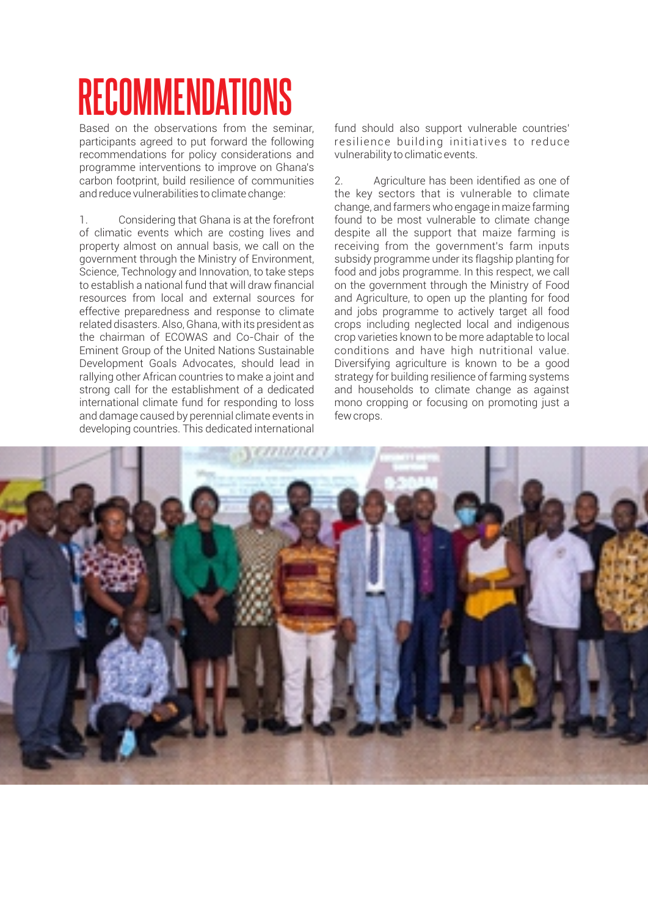# RECOMMENDATIONS

Based on the observations from the seminar, participants agreed to put forward the following recommendations for policy considerations and programme interventions to improve on Ghana's carbon footprint, build resilience of communities and reduce vulnerabilities to climate change:

1. Considering that Ghana is at the forefront of climatic events which are costing lives and property almost on annual basis, we call on the government through the Ministry of Environment, Science, Technology and Innovation, to take steps to establish a national fund that will draw financial resources from local and external sources for effective preparedness and response to climate related disasters. Also, Ghana, with its president as the chairman of ECOWAS and Co-Chair of the Eminent Group of the United Nations Sustainable Development Goals Advocates, should lead in rallying other African countries to make a joint and strong call for the establishment of a dedicated international climate fund for responding to loss and damage caused by perennial climate events in developing countries. This dedicated international fund should also support vulnerable countries' resilience building initiatives to reduce vulnerability to climatic events.

2. Agriculture has been identified as one of the key sectors that is vulnerable to climate change, and farmers who engage in maize farming found to be most vulnerable to climate change despite all the support that maize farming is receiving from the government's farm inputs subsidy programme under its flagship planting for food and jobs programme. In this respect, we call on the government through the Ministry of Food and Agriculture, to open up the planting for food and jobs programme to actively target all food crops including neglected local and indigenous crop varieties known to be more adaptable to local conditions and have high nutritional value. Diversifying agriculture is known to be a good strategy for building resilience of farming systems and households to climate change as against mono cropping or focusing on promoting just a few crops.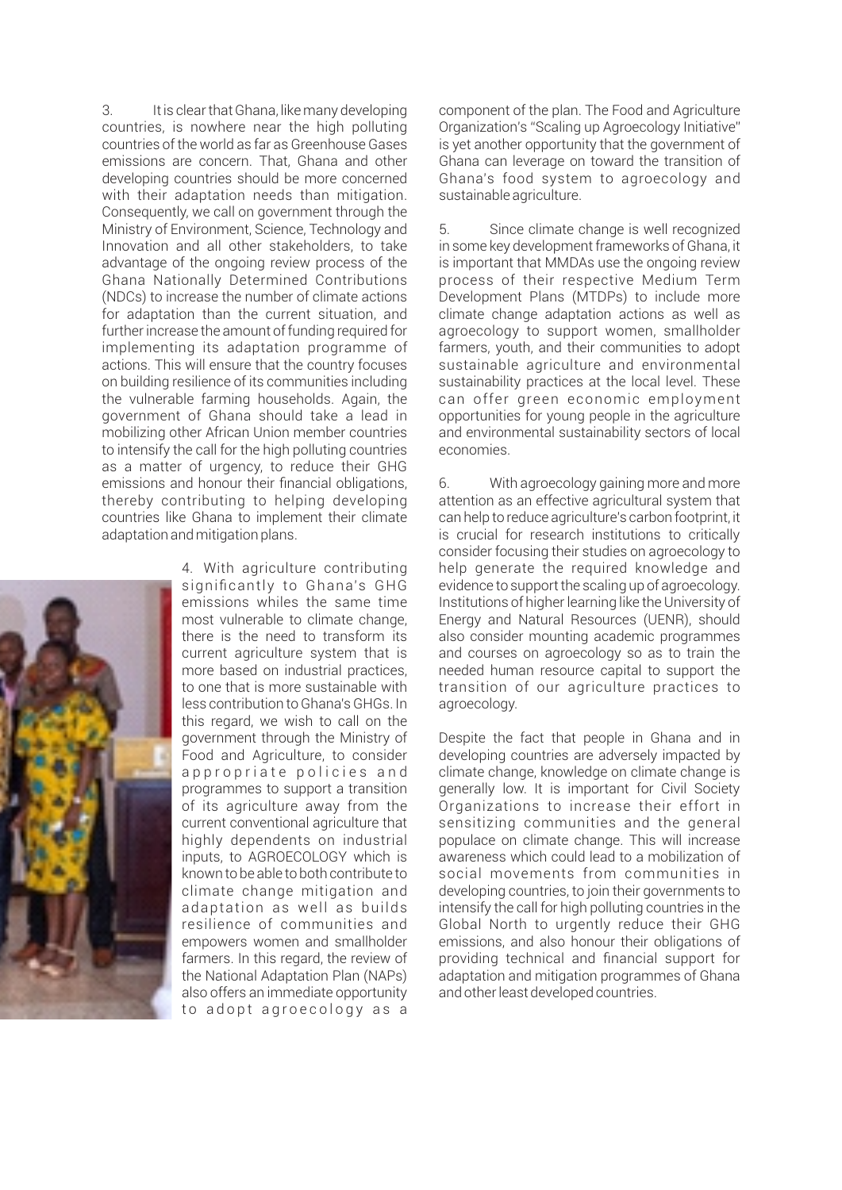3. It is clear that Ghana, like many developing countries, is nowhere near the high polluting countries of the world as far as Greenhouse Gases emissions are concern. That, Ghana and other developing countries should be more concerned with their adaptation needs than mitigation. Consequently, we call on government through the Ministry of Environment, Science, Technology and Innovation and all other stakeholders, to take advantage of the ongoing review process of the Ghana Nationally Determined Contributions (NDCs) to increase the number of climate actions for adaptation than the current situation, and further increase the amount of funding required for implementing its adaptation programme of actions. This will ensure that the country focuses on building resilience of its communities including the vulnerable farming households. Again, the government of Ghana should take a lead in mobilizing other African Union member countries to intensify the call for the high polluting countries as a matter of urgency, to reduce their GHG emissions and honour their financial obligations, thereby contributing to helping developing countries like Ghana to implement their climate adaptation and mitigation plans.

4. With agriculture contributing significantly to Ghana's GHG emissions whiles the same time most vulnerable to climate change, there is the need to transform its current agriculture system that is more based on industrial practices, to one that is more sustainable with less contribution to Ghana's GHGs. In this regard, we wish to call on the government through the Ministry of Food and Agriculture, to consider appropriate policies and programmes to support a transition of its agriculture away from the current conventional agriculture that highly dependents on industrial inputs, to AGROECOLOGY which is known to be able to both contribute to climate change mitigation and adaptation as well as builds resilience of communities and empowers women and smallholder farmers. In this regard, the review of the National Adaptation Plan (NAPs) also offers an immediate opportunity to adopt agroecology as a component of the plan. The Food and Agriculture Organization's "Scaling up Agroecology Initiative" is yet another opportunity that the government of Ghana can leverage on toward the transition of Ghana's food system to agroecology and sustainable agriculture.

5. Since climate change is well recognized in some key development frameworks of Ghana, it is important that MMDAs use the ongoing review process of their respective Medium Term Development Plans (MTDPs) to include more climate change adaptation actions as well as agroecology to support women, smallholder farmers, youth, and their communities to adopt sustainable agriculture and environmental sustainability practices at the local level. These can offer green economic employment opportunities for young people in the agriculture and environmental sustainability sectors of local economies.

6. With agroecology gaining more and more attention as an effective agricultural system that can help to reduce agriculture's carbon footprint, it is crucial for research institutions to critically consider focusing their studies on agroecology to help generate the required knowledge and evidence to support the scaling up of agroecology. Institutions of higher learning like the University of Energy and Natural Resources (UENR), should also consider mounting academic programmes and courses on agroecology so as to train the needed human resource capital to support the transition of our agriculture practices to agroecology.

Despite the fact that people in Ghana and in developing countries are adversely impacted by climate change, knowledge on climate change is generally low. It is important for Civil Society Organizations to increase their effort in sensitizing communities and the general populace on climate change. This will increase awareness which could lead to a mobilization of social movements from communities in developing countries, to join their governments to intensify the call for high polluting countries in the Global North to urgently reduce their GHG emissions, and also honour their obligations of providing technical and financial support for adaptation and mitigation programmes of Ghana and other least developed countries.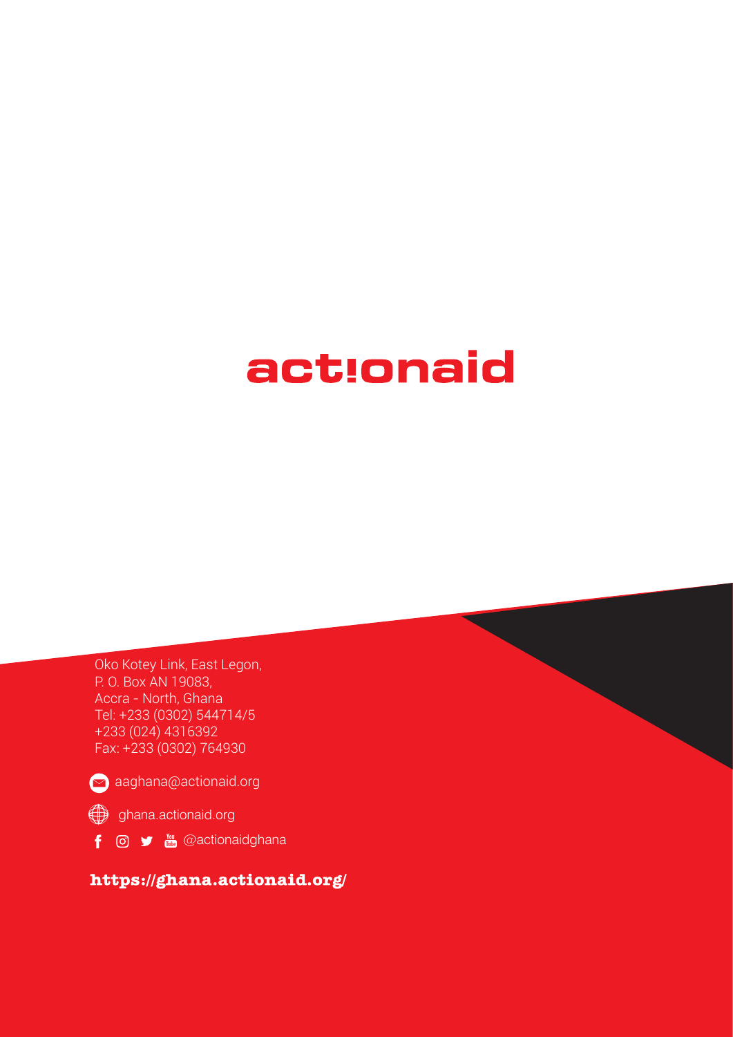actionaid

Oko Kotey Link, East Legon,
P. O. Box AN 19083,
Accra - North, Ghana
Tel: +233 (0302) 544714/5
+233 (024) 4316392
Fax: +233 (0302) 764930

aaghana@actionaid.org

ghana.actionaid.org

@actionaidghana

**https://ghana.actionaid.org/**